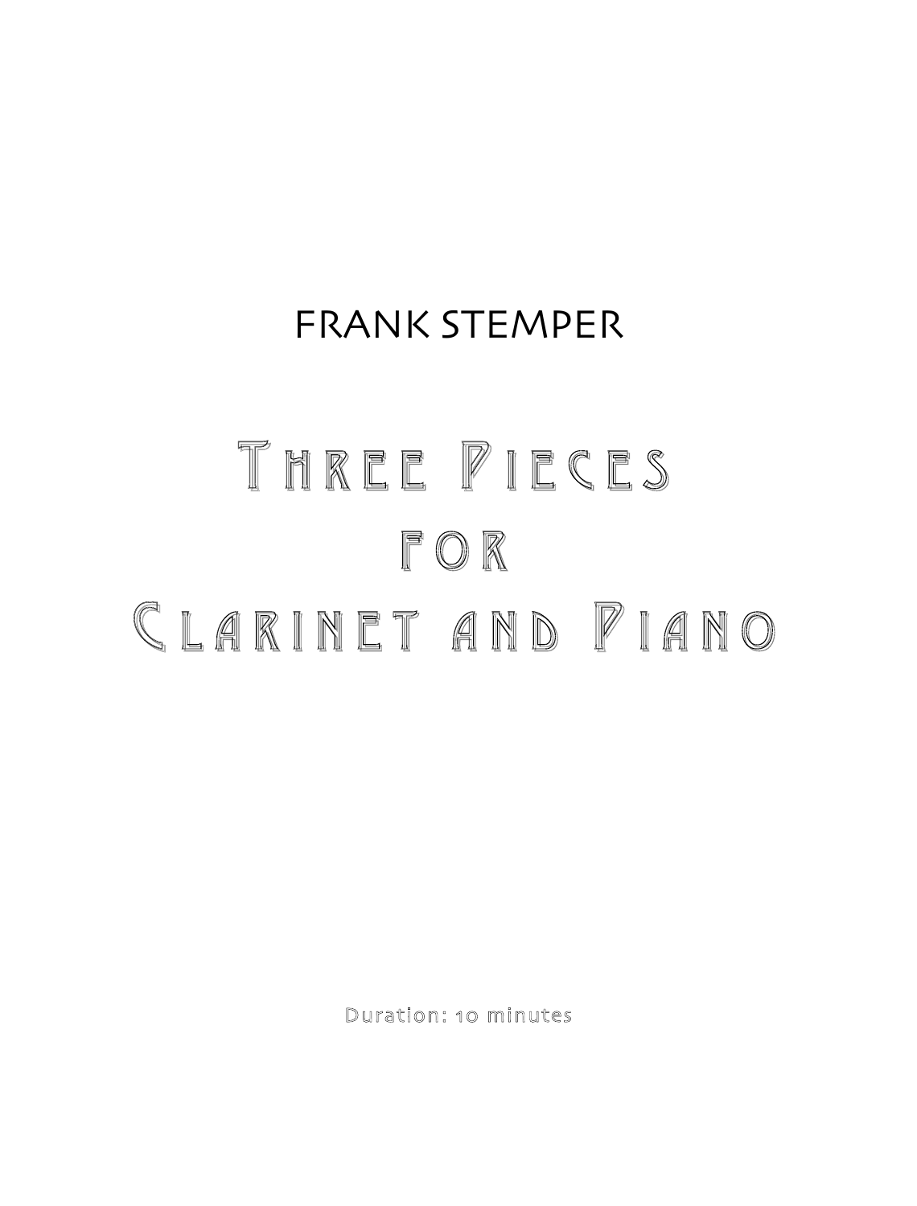FRANK STEMPER

# Three Pieces for Clarinet and Piano

Duration: 10 minutes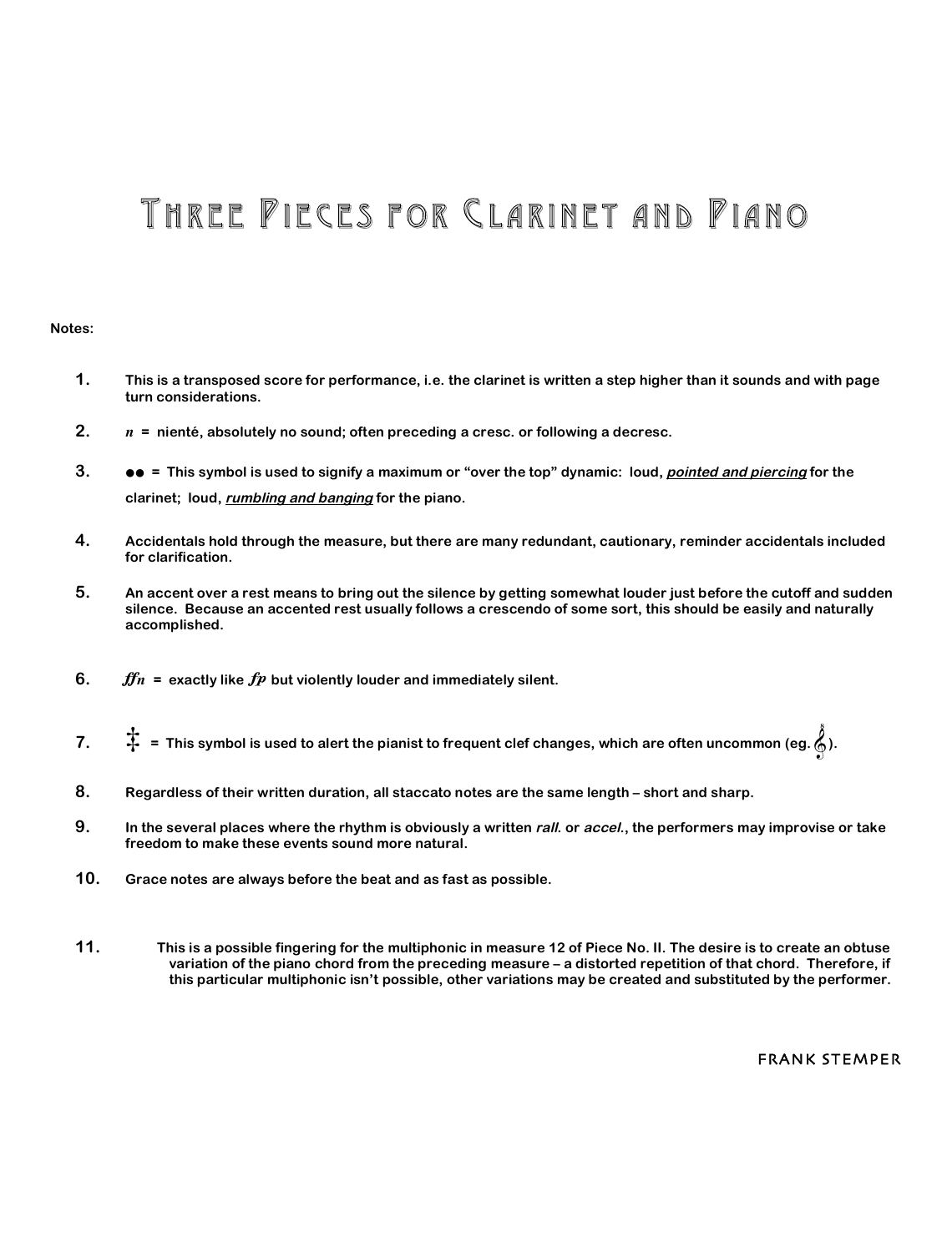# Three Pieces for Clarinet and Piano

**Notes:**

1. **This is a transposed score for performance, i.e. the clarinet is written a step higher than it sounds and with page turn considerations.**

2. ***n*** **= nienté, absolutely no sound; often preceding a cresc. or following a decresc.**

3. **●● = This symbol is used to signify a maximum or "over the top" dynamic: loud, *pointed and piercing* for the clarinet; loud, *rumbling and banging* for the piano.**

4. **Accidentals hold through the measure, but there are many redundant, cautionary, reminder accidentals included for clarification.**

5. **An accent over a rest means to bring out the silence by getting somewhat louder just before the cutoff and sudden silence. Because an accented rest usually follows a crescendo of some sort, this should be easily and naturally accomplished.**

6. ***ffn*** **= exactly like *fp* but violently louder and immediately silent.**

7. **‡ = This symbol is used to alert the pianist to frequent clef changes, which are often uncommon (eg. 𝄞).**

8. **Regardless of their written duration, all staccato notes are the same length – short and sharp.**

9. **In the several places where the rhythm is obviously a written *rall.* or *accel.*, the performers may improvise or take freedom to make these events sound more natural.**

10. **Grace notes are always before the beat and as fast as possible.**

11. **This is a possible fingering for the multiphonic in measure 12 of Piece No. II. The desire is to create an obtuse variation of the piano chord from the preceding measure – a distorted repetition of that chord. Therefore, if this particular multiphonic isn't possible, other variations may be created and substituted by the performer.**

FRANK STEMPER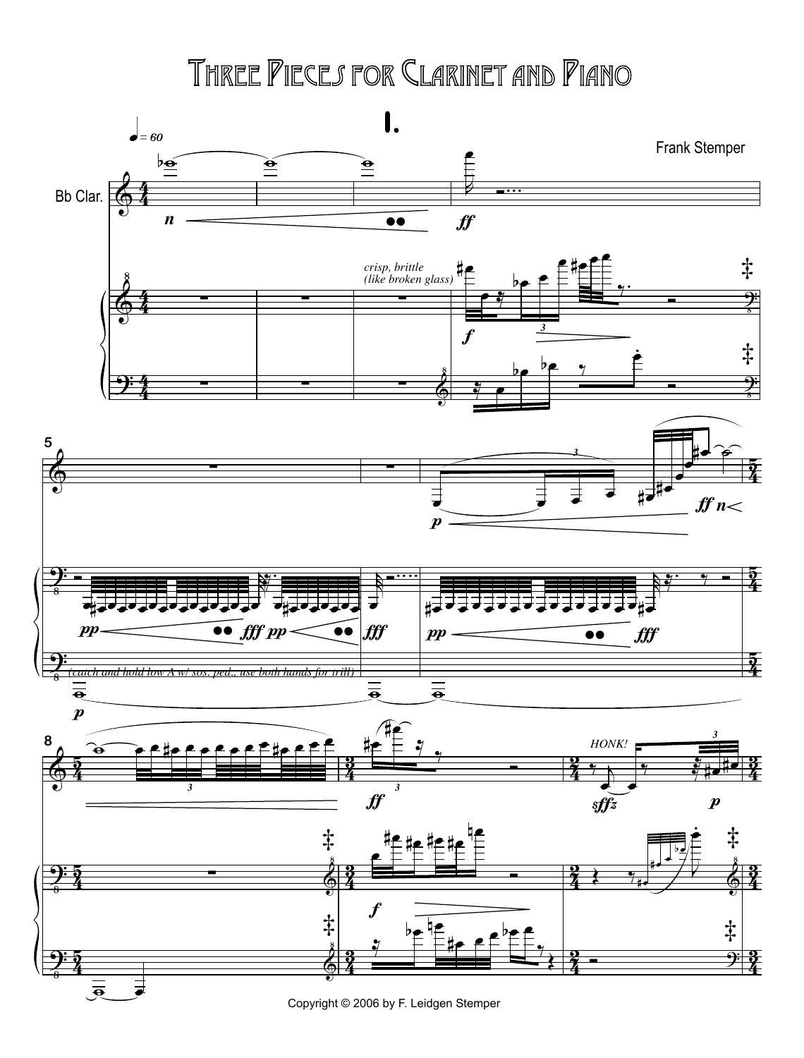# Three Pieces for Clarinet and Piano

## I.

Frank Stemper

♩ = 60

Bb Clar.

*crisp, brittle (like broken glass)*

*(catch and hold low A w/ sos. ped., use both hands for trill)*

*HONK!*

Copyright © 2006 by F. Leidgen Stemper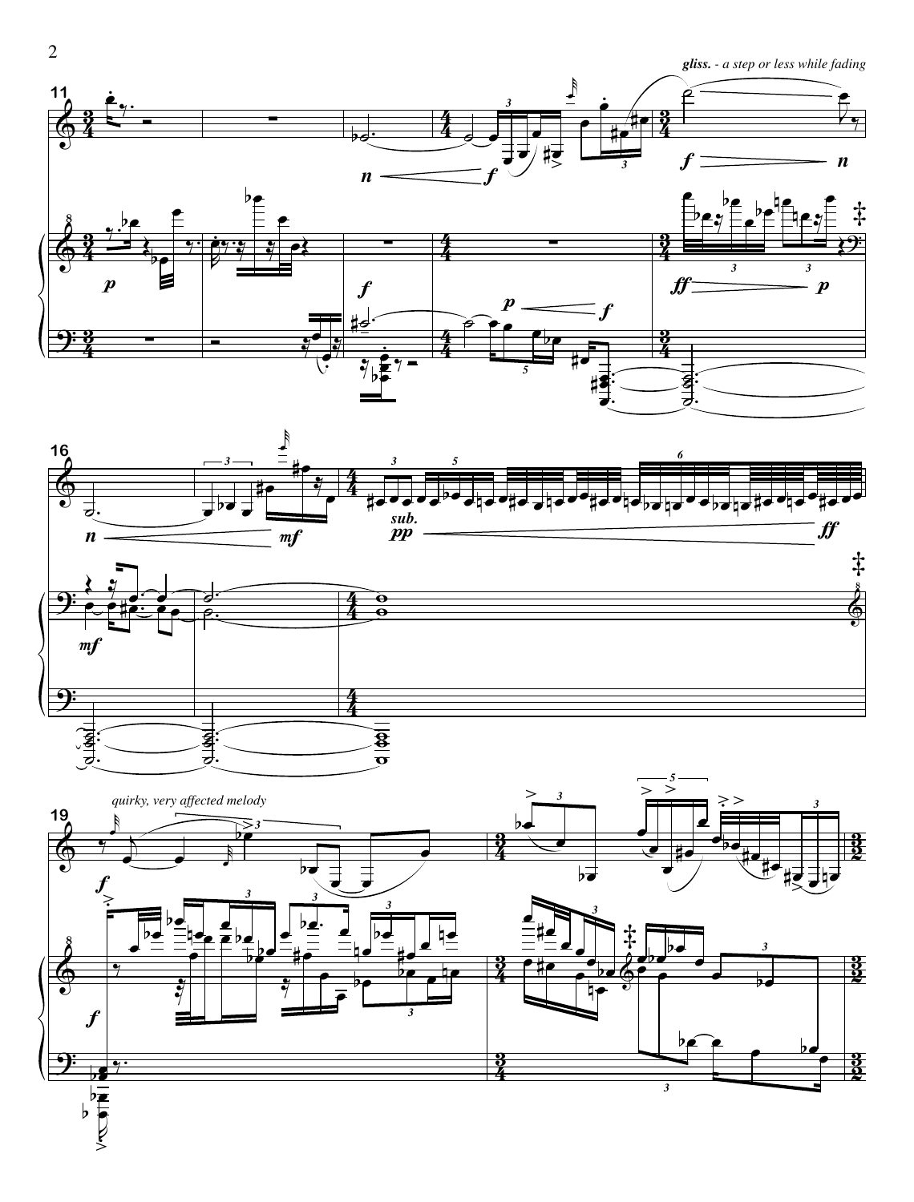*gliss. - a step or less while fading*

*quirky, very affected melody*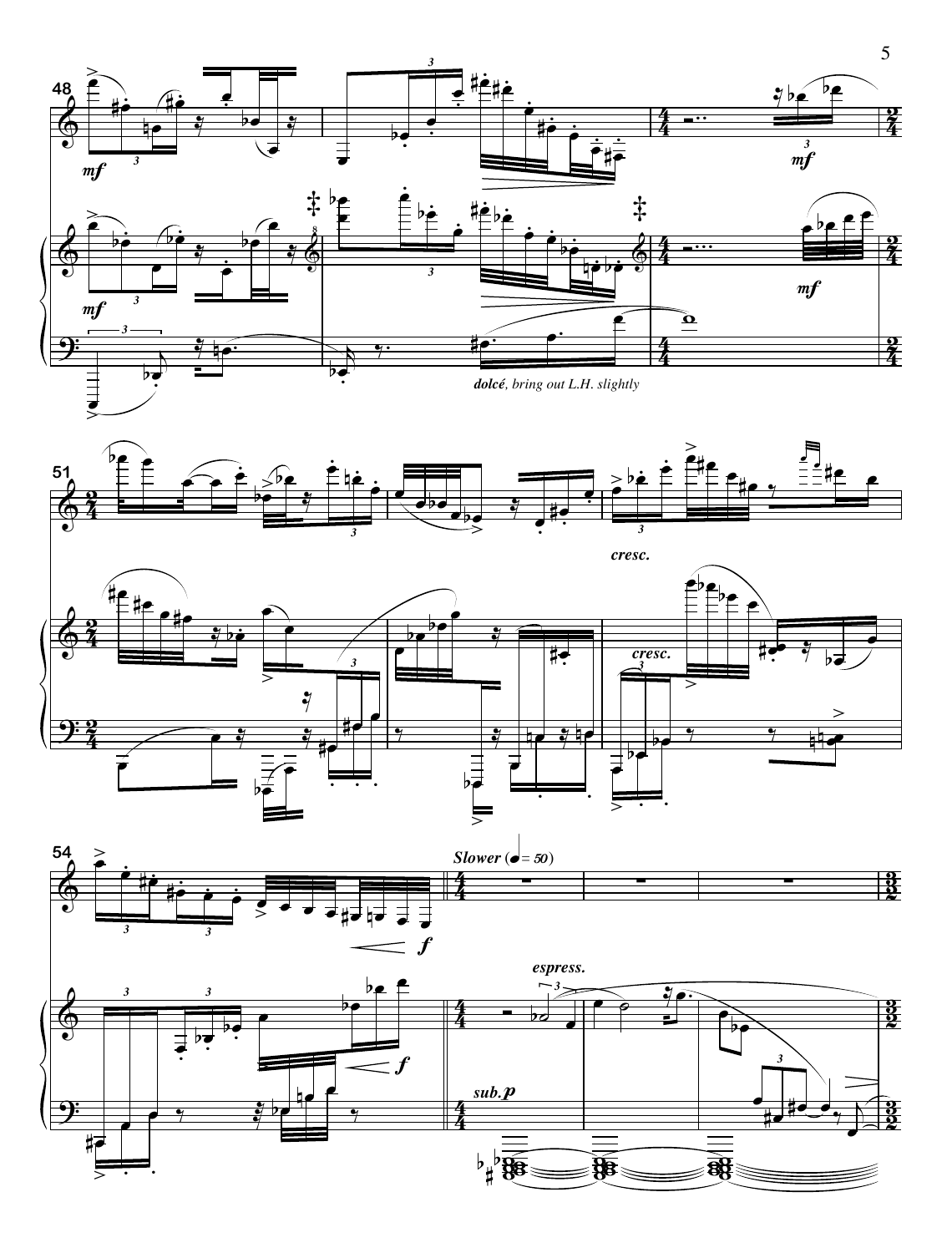*dolcé, bring out L.H. slightly*

*cresc.*

*Slower* (♩ = 50)

*espress.*

*sub.* ***p***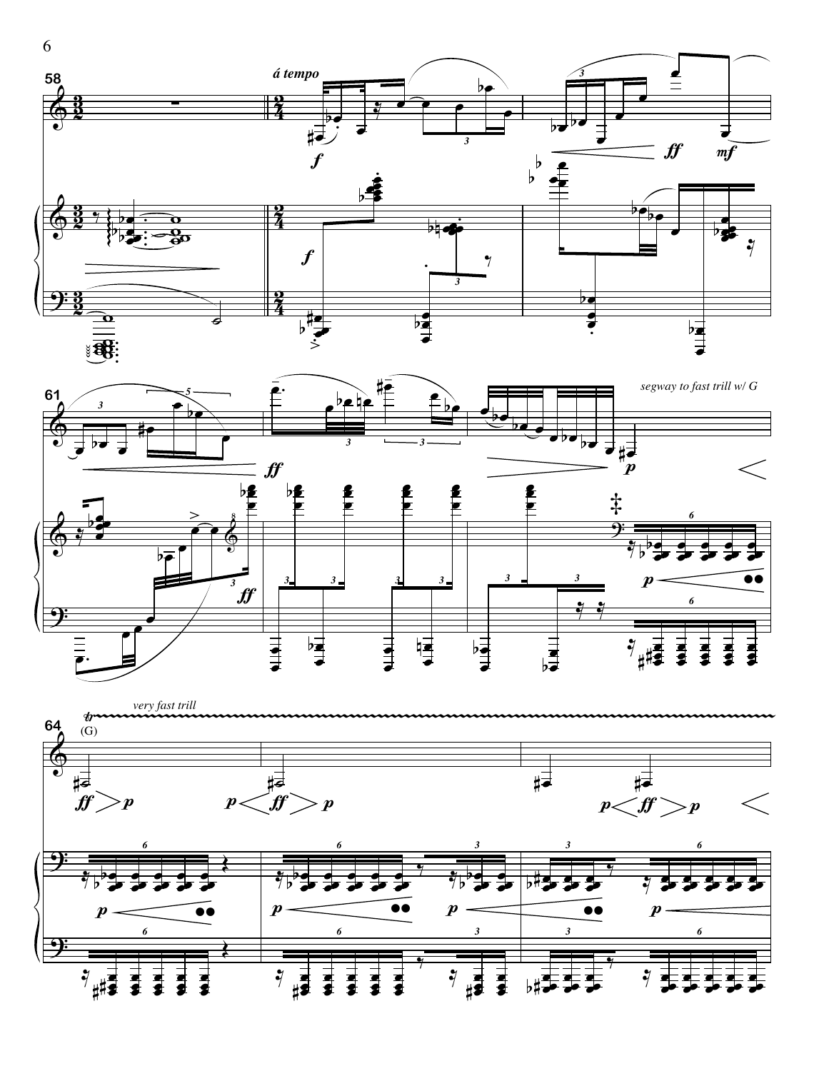58

*á tempo*

61

*segway to fast trill w/ G*

64

*very fast trill*

(G)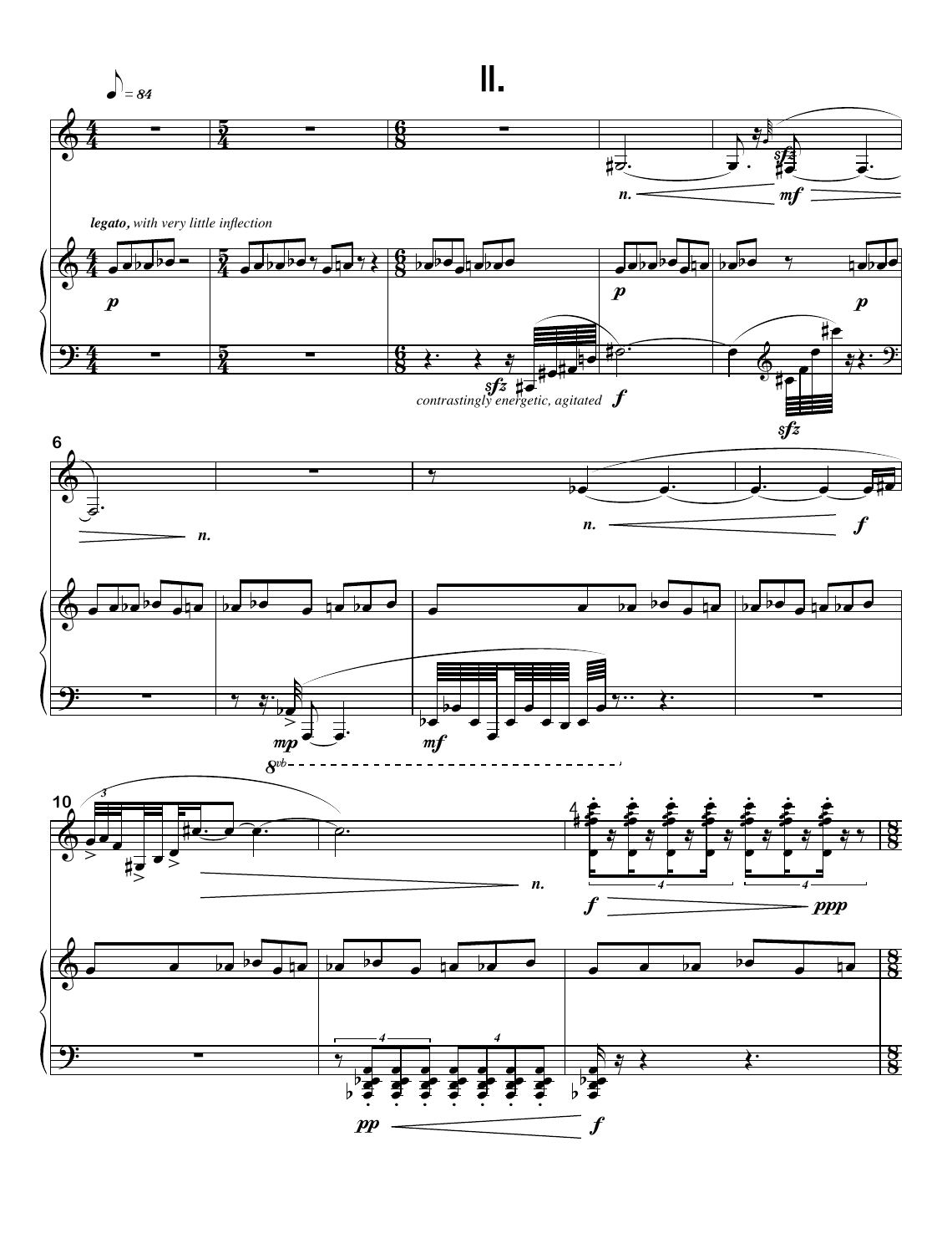# II.

♪ = 84

*legato, with very little inflection*

*contrastingly energetic, agitated*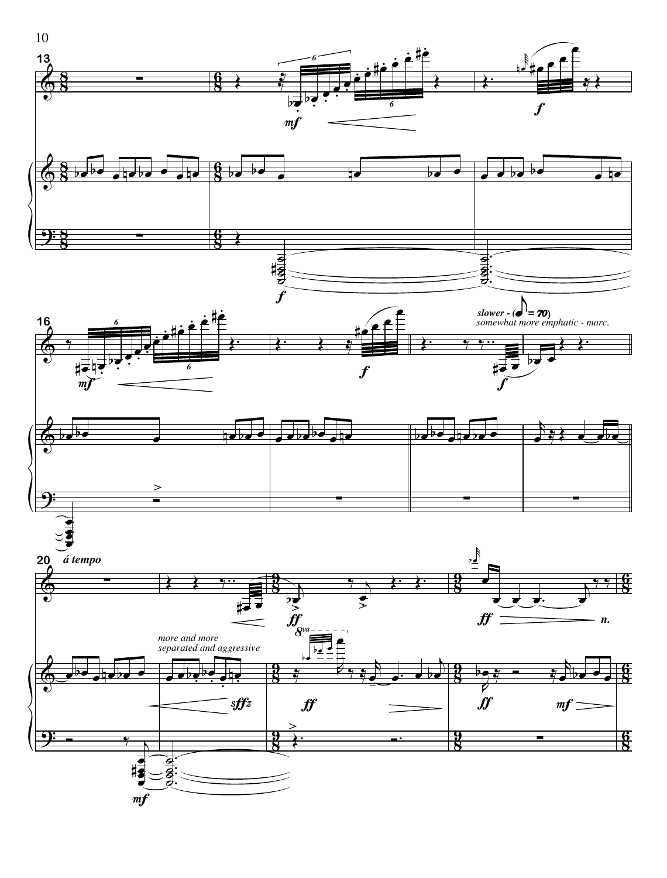*slower - (♪ = 70)*
*somewhat more emphatic - marc.*

*á tempo*

*more and more separated and aggressive*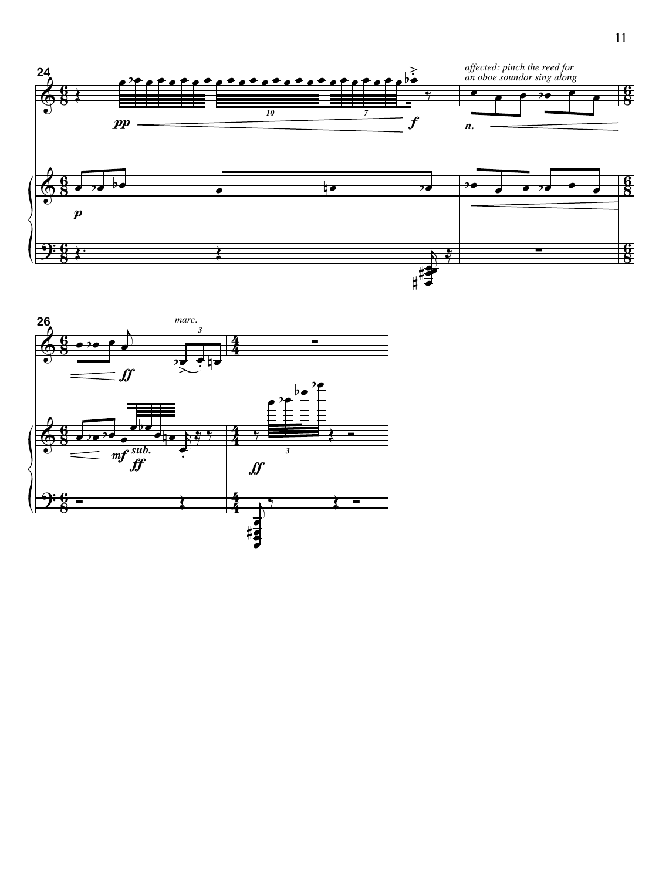*affected: pinch the reed for an oboe soundor sing along*

*marc.*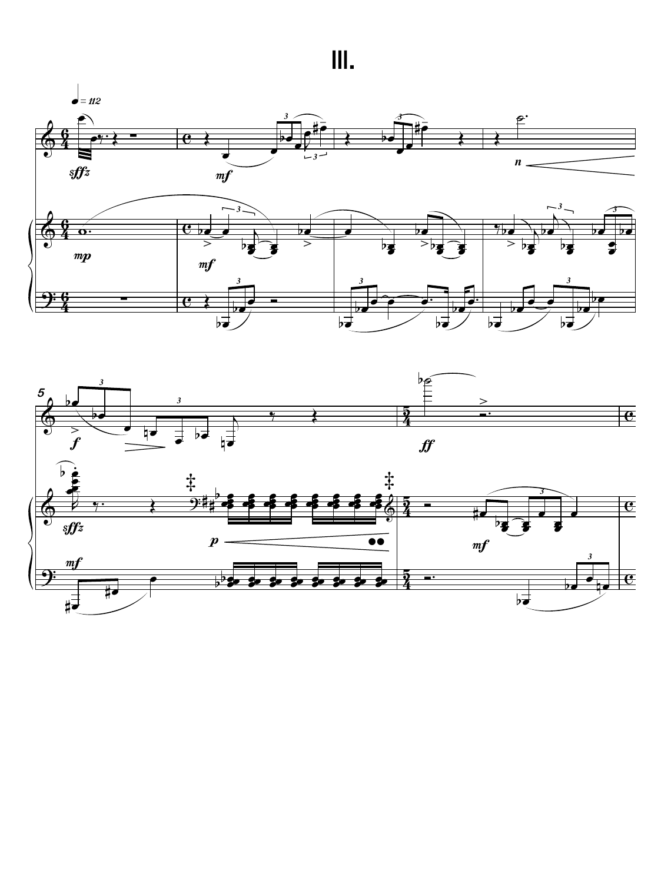# III.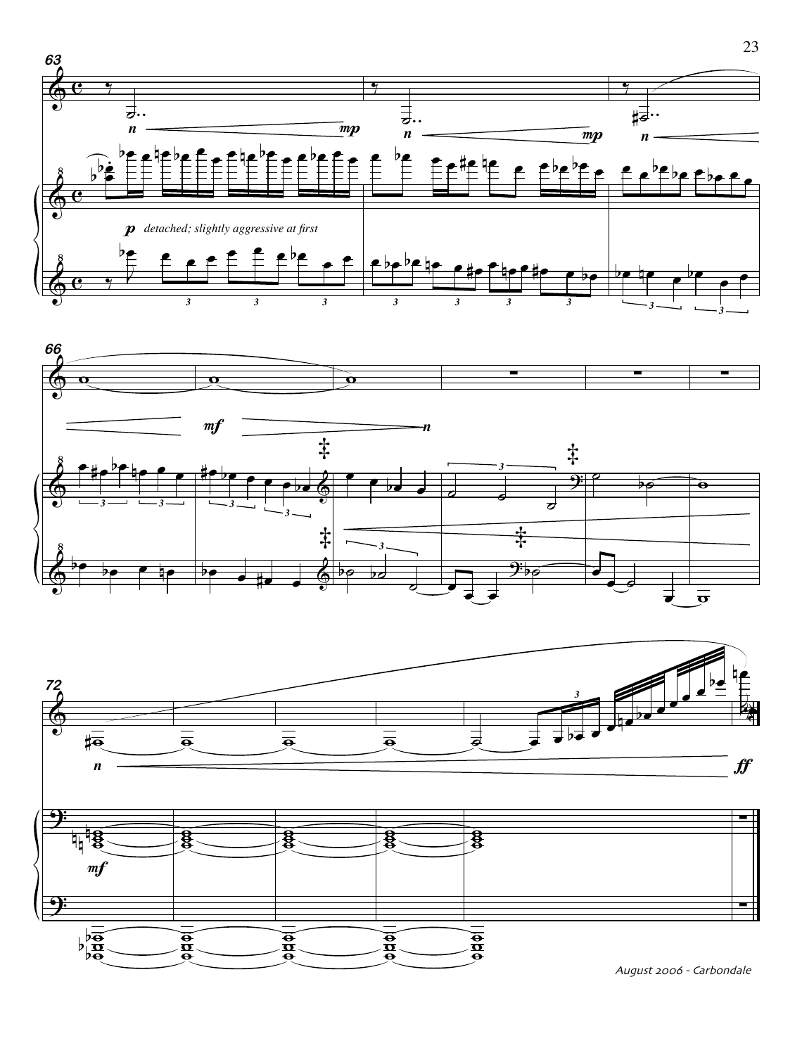*detached; slightly aggressive at first*

*August 2006 - Carbondale*